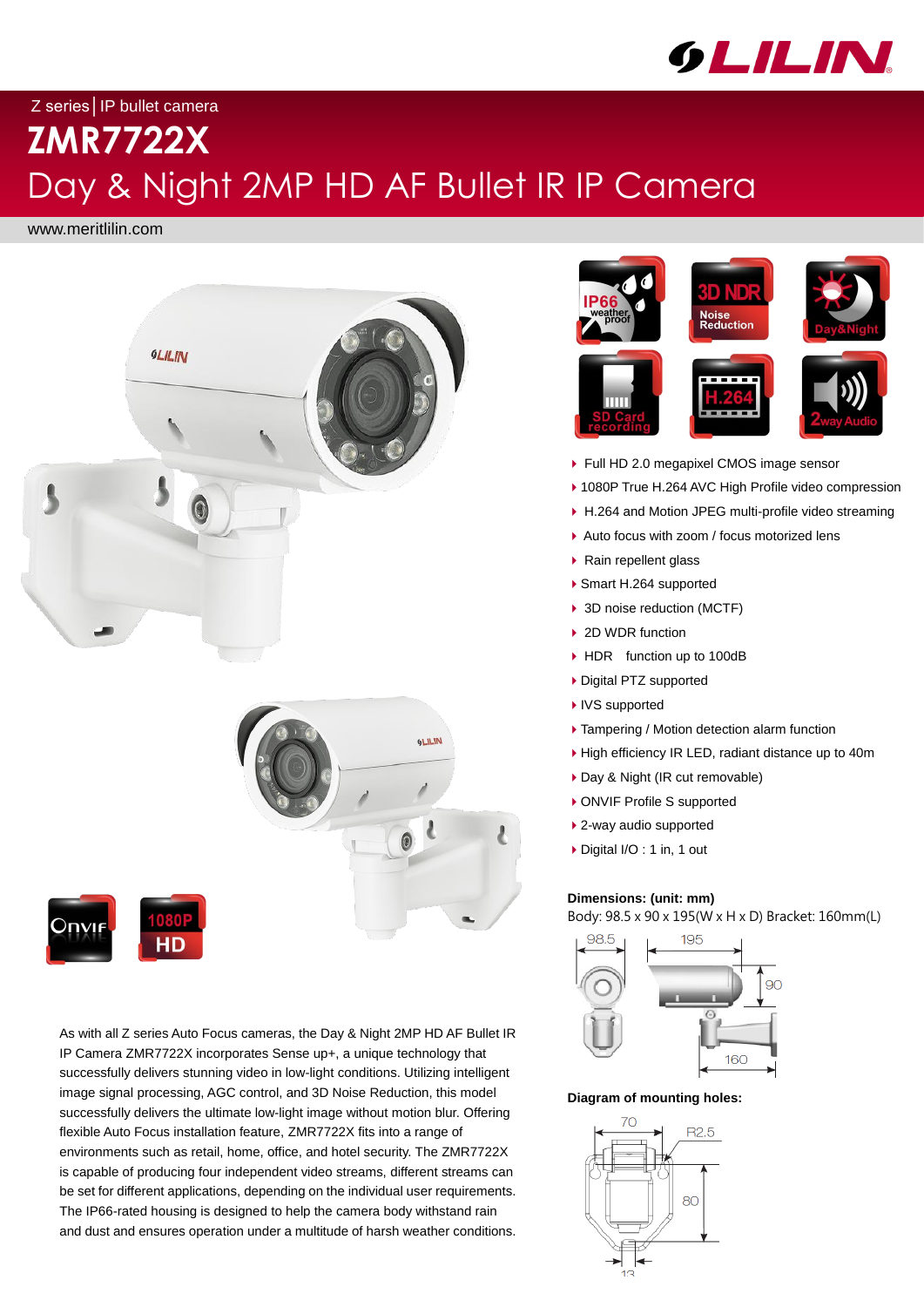Z series | IP bullet camera

# ZMR7722X

## Day & Night 2MP HD AF Bullet IR IP Camera

www.meritlilin.com

- Full HD 2.0 megapixel CMOS image sensor
- 1080P True H.264 AVC High Profile video compression
- H.264 and Motion JPEG multi-profile video streaming
- Auto focus with zoom / focus motorized lens
- Rain repellent glass
- Smart H.264 supported
- 3D noise reduction (MCTF)
- 2D WDR function
- HDR function up to 100dB
- Digital PTZ supported
- IVS supported
- Tampering / Motion detection alarm function
- High efficiency IR LED, radiant distance up to 40m
- Day & Night (IR cut removable)
- ONVIF Profile S supported
- 2-way audio supported
- Digital I/O : 1 in, 1 out

**Dimensions: (unit: mm)**

Body: 98.5 x 90 x 195(W x H x D) Bracket: 160mm(L)

**Diagram of mounting holes:**

As with all Z series Auto Focus cameras, the Day & Night 2MP HD AF Bullet IR IP Camera ZMR7722X incorporates Sense up+, a unique technology that successfully delivers stunning video in low-light conditions. Utilizing intelligent image signal processing, AGC control, and 3D Noise Reduction, this model successfully delivers the ultimate low-light image without motion blur. Offering flexible Auto Focus installation feature, ZMR7722X fits into a range of environments such as retail, home, office, and hotel security. The ZMR7722X is capable of producing four independent video streams, different streams can be set for different applications, depending on the individual user requirements. The IP66-rated housing is designed to help the camera body withstand rain and dust and ensures operation under a multitude of harsh weather conditions.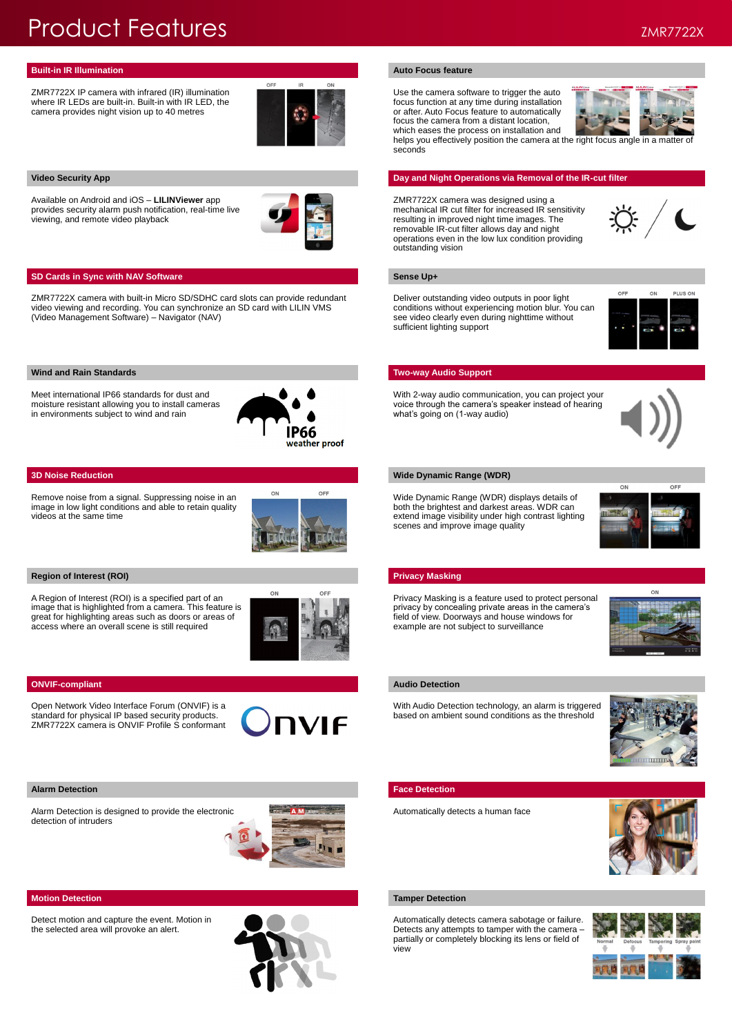# Product Features

ZMR7722X

## Built-in IR Illumination

ZMR7722X IP camera with infrared (IR) illumination where IR LEDs are built-in. Built-in with IR LED, the camera provides night vision up to 40 metres

## Auto Focus feature

Use the camera software to trigger the auto focus function at any time during installation or after. Auto Focus feature to automatically focus the camera from a distant location, which eases the process on installation and helps you effectively position the camera at the right focus angle in a matter of seconds

## Video Security App

Available on Android and iOS – **LILINViewer** app provides security alarm push notification, real-time live viewing, and remote video playback

## Day and Night Operations via Removal of the IR-cut filter

ZMR7722X camera was designed using a mechanical IR cut filter for increased IR sensitivity resulting in improved night time images. The removable IR-cut filter allows day and night operations even in the low lux condition providing outstanding vision

## SD Cards in Sync with NAV Software

ZMR7722X camera with built-in Micro SD/SDHC card slots can provide redundant video viewing and recording. You can synchronize an SD card with LILIN VMS (Video Management Software) – Navigator (NAV)

## Sense Up+

Deliver outstanding video outputs in poor light conditions without experiencing motion blur. You can see video clearly even during nighttime without sufficient lighting support

## Wind and Rain Standards

Meet international IP66 standards for dust and moisture resistant allowing you to install cameras in environments subject to wind and rain

## Two-way Audio Support

With 2-way audio communication, you can project your voice through the camera's speaker instead of hearing what's going on (1-way audio)

## 3D Noise Reduction

Remove noise from a signal. Suppressing noise in an image in low light conditions and able to retain quality videos at the same time

## Wide Dynamic Range (WDR)

Wide Dynamic Range (WDR) displays details of both the brightest and darkest areas. WDR can extend image visibility under high contrast lighting scenes and improve image quality

## Region of Interest (ROI)

A Region of Interest (ROI) is a specified part of an image that is highlighted from a camera. This feature is great for highlighting areas such as doors or areas of access where an overall scene is still required

## Privacy Masking

Privacy Masking is a feature used to protect personal privacy by concealing private areas in the camera's field of view. Doorways and house windows for example are not subject to surveillance

## ONVIF-compliant

Open Network Video Interface Forum (ONVIF) is a standard for physical IP based security products. ZMR7722X camera is ONVIF Profile S conformant

## Audio Detection

With Audio Detection technology, an alarm is triggered based on ambient sound conditions as the threshold

## Alarm Detection

Alarm Detection is designed to provide the electronic detection of intruders

## Face Detection

Automatically detects a human face

## Motion Detection

Detect motion and capture the event. Motion in the selected area will provoke an alert.

## Tamper Detection

Automatically detects camera sabotage or failure. Detects any attempts to tamper with the camera – partially or completely blocking its lens or field of view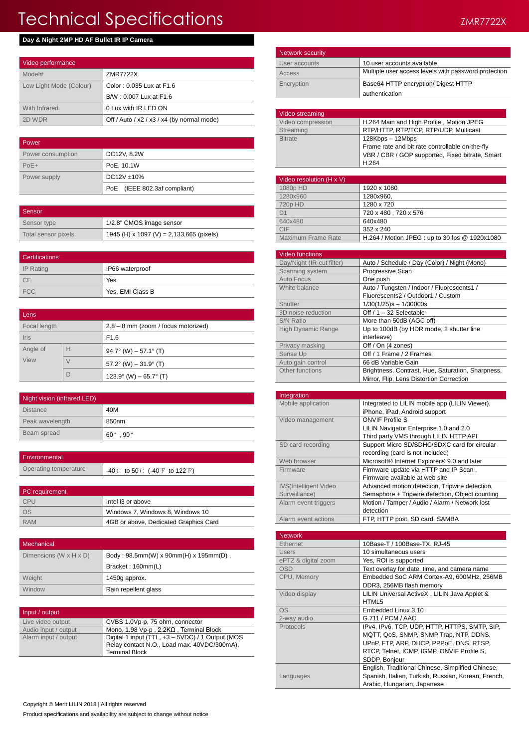# Technical Specifications

ZMR7722X

**Day & Night 2MP HD AF Bullet IR IP Camera**

| Video performance | |
|---|---|
| Model# | ZMR7722X |
| Low Light Mode (Colour) | Color : 0.035 Lux at F1.6 |
| | B/W : 0.007 Lux at F1.6 |
| With Infrared | 0 Lux with IR LED ON |
| 2D WDR | Off / Auto / x2 / x3 / x4 (by normal mode) |

| Power | |
|---|---|
| Power consumption | DC12V, 8.2W |
| PoE+ | PoE, 10.1W |
| Power supply | DC12V ±10% |
| | PoE (IEEE 802.3af compliant) |

| Sensor | |
|---|---|
| Sensor type | 1/2.8" CMOS image sensor |
| Total sensor pixels | 1945 (H) x 1097 (V) = 2,133,665 (pixels) |

| Certifications | |
|---|---|
| IP Rating | IP66 waterproof |
| CE | Yes |
| FCC | Yes, EMI Class B |

| Lens | | |
|---|---|---|
| Focal length | | 2.8 – 8 mm (zoom / focus motorized) |
| Iris | | F1.6 |
| Angle of View | H | 94.7° (W) – 57.1° (T) |
| | V | 57.2° (W) – 31.9° (T) |
| | D | 123.9° (W) – 65.7° (T) |

| Night vision (infrared LED) | |
|---|---|
| Distance | 40M |
| Peak wavelength | 850nm |
| Beam spread | 60°, 90° |

| Environmental | |
|---|---|
| Operating temperature | -40℃ to 50℃ (-40℉ to 122℉) |

| PC requirement | |
|---|---|
| CPU | Intel i3 or above |
| OS | Windows 7, Windows 8, Windows 10 |
| RAM | 4GB or above, Dedicated Graphics Card |

| Mechanical | |
|---|---|
| Dimensions (W x H x D) | Body : 98.5mm(W) x 90mm(H) x 195mm(D) , |
| | Bracket : 160mm(L) |
| Weight | 1450g approx. |
| Window | Rain repellent glass |

| Input / output | |
|---|---|
| Live video output | CVBS 1.0Vp-p, 75 ohm, connector |
| Audio input / output | Mono, 1.98 Vp-p , 2.2KΩ , Terminal Block |
| Alarm input / output | Digital 1 input (TTL, +3 – 5VDC) / 1 Output (MOS Relay contact N.O., Load max. 40VDC/300mA), Terminal Block |

| Network security | |
|---|---|
| User accounts | 10 user accounts available |
| Access | Multiple user access levels with password protection |
| Encryption | Base64 HTTP encryption/ Digest HTTP authentication |

| Video streaming | |
|---|---|
| Video compression | H.264 Main and High Profile , Motion JPEG |
| Streaming | RTP/HTTP, RTP/TCP, RTP/UDP, Multicast |
| Bitrate | 128Kbps – 12Mbps<br>Frame rate and bit rate controllable on-the-fly<br>VBR / CBR / GOP supported, Fixed bitrate, Smart H.264 |

| Video resolution (H x V) | |
|---|---|
| 1080p HD | 1920 x 1080 |
| 1280x960 | 1280x960, |
| 720p HD | 1280 x 720 |
| D1 | 720 x 480 , 720 x 576 |
| 640x480 | 640x480 |
| CIF | 352 x 240 |
| Maximum Frame Rate | H.264 / Motion JPEG : up to 30 fps @ 1920x1080 |

| Video functions | |
|---|---|
| Day/Night (IR-cut filter) | Auto / Schedule / Day (Color) / Night (Mono) |
| Scanning system | Progressive Scan |
| Auto Focus | One push |
| White balance | Auto / Tungsten / Indoor / Fluorescents1 / Fluorescents2 / Outdoor1 / Custom |
| Shutter | 1/30(1/25)s – 1/30000s |
| 3D noise reduction | Off / 1 – 32 Selectable |
| S/N Ratio | More than 50dB (AGC off) |
| High Dynamic Range | Up to 100dB (by HDR mode, 2 shutter line interleave) |
| Privacy masking | Off / On (4 zones) |
| Sense Up | Off / 1 Frame / 2 Frames |
| Auto gain control | 66 dB Variable Gain |
| Other functions | Brightness, Contrast, Hue, Saturation, Sharpness, Mirror, Flip, Lens Distortion Correction |

| Integration | |
|---|---|
| Mobile application | Integrated to LILIN mobile app (LILIN Viewer), iPhone, iPad, Android support |
| Video management | ONVIF Profile S<br>LILIN Navigator Enterprise 1.0 and 2.0<br>Third party VMS through LILIN HTTP API |
| SD card recording | Support Micro SD/SDHC/SDXC card for circular recording (card is not included) |
| Web browser | Microsoft® Internet Explorer® 9.0 and later |
| Firmware | Firmware update via HTTP and IP Scan , Firmware available at web site |
| IVS(Intelligent Video Surveillance) | Advanced motion detection, Tripwire detection, Semaphore + Tripwire detection, Object counting |
| Alarm event triggers | Motion / Tamper / Audio / Alarm / Network lost detection |
| Alarm event actions | FTP, HTTP post, SD card, SAMBA |

| Network | |
|---|---|
| Ethernet | 10Base-T / 100Base-TX, RJ-45 |
| Users | 10 simultaneous users |
| ePTZ & digital zoom | Yes, ROI is supported |
| OSD | Text overlay for date, time, and camera name |
| CPU, Memory | Embedded SoC ARM Cortex-A9, 600MHz, 256MB DDR3, 256MB flash memory |
| Video display | LILIN Universal ActiveX , LILIN Java Applet & HTML5 |
| OS | Embedded Linux 3.10 |
| 2-way audio | G.711 / PCM / AAC |
| Protocols | IPv4, IPv6, TCP, UDP, HTTP, HTTPS, SMTP, SIP, MQTT, QoS, SNMP, SNMP Trap, NTP, DDNS, UPnP, FTP, ARP, DHCP, PPPoE, DNS, RTSP, RTCP, Telnet, ICMP, IGMP, ONVIF Profile S, SDDP, Bonjour |
| Languages | English, Traditional Chinese, Simplified Chinese, Spanish, Italian, Turkish, Russian, Korean, French, Arabic, Hungarian, Japanese |

Copyright © Merit LILIN 2018 | All rights reserved

Product specifications and availability are subject to change without notice